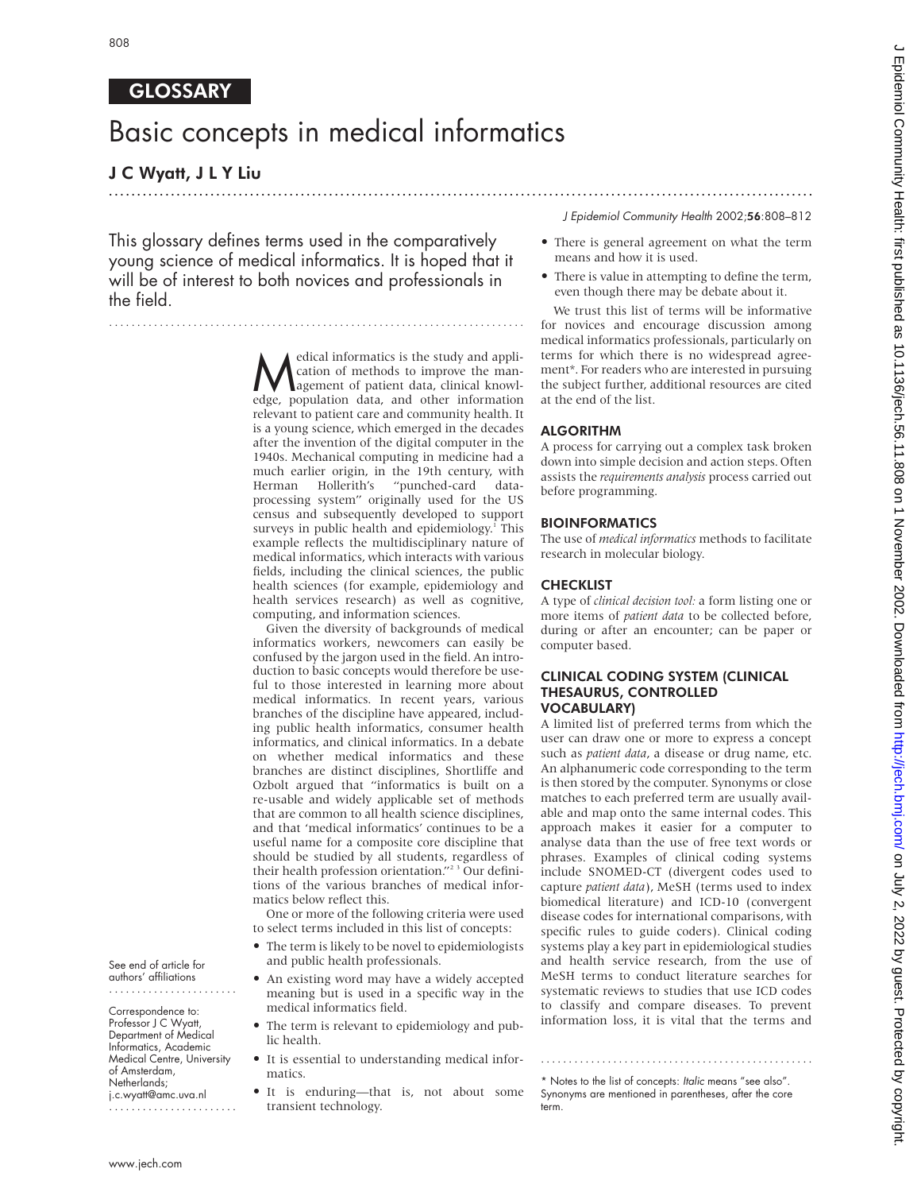GLOSSARY

# Basic concepts in medical informatics

**J C Wyatt, J L Y Liu**

This glossary defines terms used in the comparatively young science of medical informatics. It is hoped that it will be of interest to both novices and professionals in the field.

See end of article for authors' affiliations

Correspondence to: Professor J C Wyatt, Department of Medical Informatics, Academic Medical Centre, University of Amsterdam, Netherlands; j.c.wyatt@amc.uva.nl

Medical informatics is the study and application of methods to improve the management of patient data, clinical knowledge, population data, and other information relevant to patient care and community health. It is a young science, which emerged in the decades after the invention of the digital computer in the 1940s. Mechanical computing in medicine had a much earlier origin, in the 19th century, with Herman Hollerith's "punched-card data-processing system" originally used for the US census and subsequently developed to support surveys in public health and epidemiology.[1] This example reflects the multidisciplinary nature of medical informatics, which interacts with various fields, including the clinical sciences, the public health sciences (for example, epidemiology and health services research) as well as cognitive, computing, and information sciences.

Given the diversity of backgrounds of medical informatics workers, newcomers can easily be confused by the jargon used in the field. An introduction to basic concepts would therefore be useful to those interested in learning more about medical informatics. In recent years, various branches of the discipline have appeared, including public health informatics, consumer health informatics, and clinical informatics. In a debate on whether medical informatics and these branches are distinct disciplines, Shortliffe and Ozbolt argued that "informatics is built on a re-usable and widely applicable set of methods that are common to all health science disciplines, and that 'medical informatics' continues to be a useful name for a composite core discipline that should be studied by all students, regardless of their health profession orientation."[2,3] Our definitions of the various branches of medical informatics below reflect this.

One or more of the following criteria were used to select terms included in this list of concepts:

- The term is likely to be novel to epidemiologists and public health professionals.
- An existing word may have a widely accepted meaning but is used in a specific way in the medical informatics field.
- The term is relevant to epidemiology and public health.
- It is essential to understanding medical informatics.
- It is enduring—that is, not about some transient technology.
- There is general agreement on what the term means and how it is used.
- There is value in attempting to define the term, even though there may be debate about it.

We trust this list of terms will be informative for novices and encourage discussion among medical informatics professionals, particularly on terms for which there is no widespread agreement*. For readers who are interested in pursuing the subject further, additional resources are cited at the end of the list.

## ALGORITHM

A process for carrying out a complex task broken down into simple decision and action steps. Often assists the *requirements analysis* process carried out before programming.

## BIOINFORMATICS

The use of *medical informatics* methods to facilitate research in molecular biology.

## CHECKLIST

A type of *clinical decision tool:* a form listing one or more items of *patient data* to be collected before, during or after an encounter; can be paper or computer based.

## CLINICAL CODING SYSTEM (CLINICAL THESAURUS, CONTROLLED VOCABULARY)

A limited list of preferred terms from which the user can draw one or more to express a concept such as *patient data*, a disease or drug name, etc. An alphanumeric code corresponding to the term is then stored by the computer. Synonyms or close matches to each preferred term are usually available and map onto the same internal codes. This approach makes it easier for a computer to analyse data than the use of free text words or phrases. Examples of clinical coding systems include SNOMED-CT (divergent codes used to capture *patient data*), MeSH (terms used to index biomedical literature) and ICD-10 (convergent disease codes for international comparisons, with specific rules to guide coders). Clinical coding systems play a key part in epidemiological studies and health service research, from the use of MeSH terms to conduct literature searches for systematic reviews to studies that use ICD codes to classify and compare diseases. To prevent information loss, it is vital that the terms and

\* Notes to the list of concepts: *Italic* means "see also". Synonyms are mentioned in parentheses, after the core term.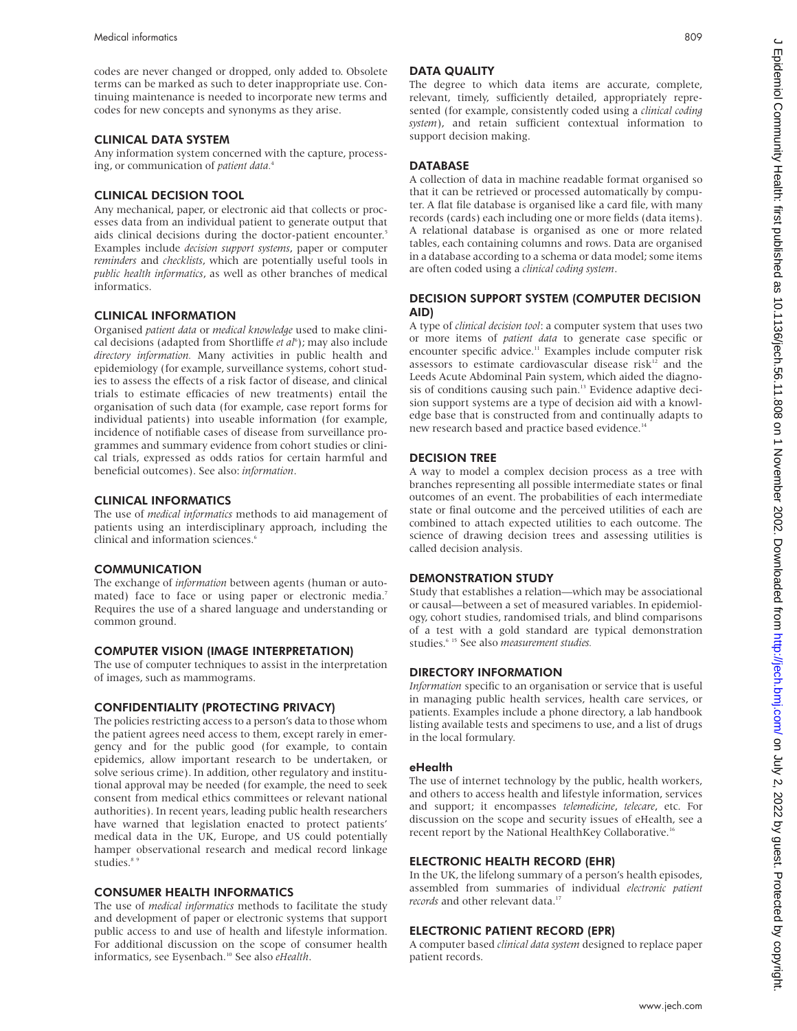codes are never changed or dropped, only added to. Obsolete terms can be marked as such to deter inappropriate use. Continuing maintenance is needed to incorporate new terms and codes for new concepts and synonyms as they arise.

## CLINICAL DATA SYSTEM

Any information system concerned with the capture, processing, or communication of *patient data*.[4]

## CLINICAL DECISION TOOL

Any mechanical, paper, or electronic aid that collects or processes data from an individual patient to generate output that aids clinical decisions during the doctor-patient encounter.[5] Examples include *decision support systems*, paper or computer *reminders* and *checklists*, which are potentially useful tools in *public health informatics*, as well as other branches of medical informatics.

## CLINICAL INFORMATION

Organised *patient data* or *medical knowledge* used to make clinical decisions (adapted from Shortliffe *et al*[6]); may also include *directory information*. Many activities in public health and epidemiology (for example, surveillance systems, cohort studies to assess the effects of a risk factor of disease, and clinical trials to estimate efficacies of new treatments) entail the organisation of such data (for example, case report forms for individual patients) into useable information (for example, incidence of notifiable cases of disease from surveillance programmes and summary evidence from cohort studies or clinical trials, expressed as odds ratios for certain harmful and beneficial outcomes). See also: *information*.

## CLINICAL INFORMATICS

The use of *medical informatics* methods to aid management of patients using an interdisciplinary approach, including the clinical and information sciences.[6]

## COMMUNICATION

The exchange of *information* between agents (human or automated) face to face or using paper or electronic media.[7] Requires the use of a shared language and understanding or common ground.

## COMPUTER VISION (IMAGE INTERPRETATION)

The use of computer techniques to assist in the interpretation of images, such as mammograms.

## CONFIDENTIALITY (PROTECTING PRIVACY)

The policies restricting access to a person's data to those whom the patient agrees need access to them, except rarely in emergency and for the public good (for example, to contain epidemics, allow important research to be undertaken, or solve serious crime). In addition, other regulatory and institutional approval may be needed (for example, the need to seek consent from medical ethics committees or relevant national authorities). In recent years, leading public health researchers have warned that legislation enacted to protect patients' medical data in the UK, Europe, and US could potentially hamper observational research and medical record linkage studies.[8,9]

## CONSUMER HEALTH INFORMATICS

The use of *medical informatics* methods to facilitate the study and development of paper or electronic systems that support public access to and use of health and lifestyle information. For additional discussion on the scope of consumer health informatics, see Eysenbach.[10] See also *eHealth*.

## DATA QUALITY

The degree to which data items are accurate, complete, relevant, timely, sufficiently detailed, appropriately represented (for example, consistently coded using a *clinical coding system*), and retain sufficient contextual information to support decision making.

## DATABASE

A collection of data in machine readable format organised so that it can be retrieved or processed automatically by computer. A flat file database is organised like a card file, with many records (cards) each including one or more fields (data items). A relational database is organised as one or more related tables, each containing columns and rows. Data are organised in a database according to a schema or data model; some items are often coded using a *clinical coding system*.

## DECISION SUPPORT SYSTEM (COMPUTER DECISION AID)

A type of *clinical decision tool*: a computer system that uses two or more items of *patient data* to generate case specific or encounter specific advice.[11] Examples include computer risk assessors to estimate cardiovascular disease risk[12] and the Leeds Acute Abdominal Pain system, which aided the diagnosis of conditions causing such pain.[13] Evidence adaptive decision support systems are a type of decision aid with a knowledge base that is constructed from and continually adapts to new research based and practice based evidence.[14]

## DECISION TREE

A way to model a complex decision process as a tree with branches representing all possible intermediate states or final outcomes of an event. The probabilities of each intermediate state or final outcome and the perceived utilities of each are combined to attach expected utilities to each outcome. The science of drawing decision trees and assessing utilities is called decision analysis.

## DEMONSTRATION STUDY

Study that establishes a relation—which may be associational or causal—between a set of measured variables. In epidemiology, cohort studies, randomised trials, and blind comparisons of a test with a gold standard are typical demonstration studies.[6,15] See also *measurement studies.*

## DIRECTORY INFORMATION

*Information* specific to an organisation or service that is useful in managing public health services, health care services, or patients. Examples include a phone directory, a lab handbook listing available tests and specimens to use, and a list of drugs in the local formulary.

## eHealth

The use of internet technology by the public, health workers, and others to access health and lifestyle information, services and support; it encompasses *telemedicine*, *telecare*, etc. For discussion on the scope and security issues of eHealth, see a recent report by the National HealthKey Collaborative.[16]

## ELECTRONIC HEALTH RECORD (EHR)

In the UK, the lifelong summary of a person's health episodes, assembled from summaries of individual *electronic patient records* and other relevant data.[17]

## ELECTRONIC PATIENT RECORD (EPR)

A computer based *clinical data system* designed to replace paper patient records.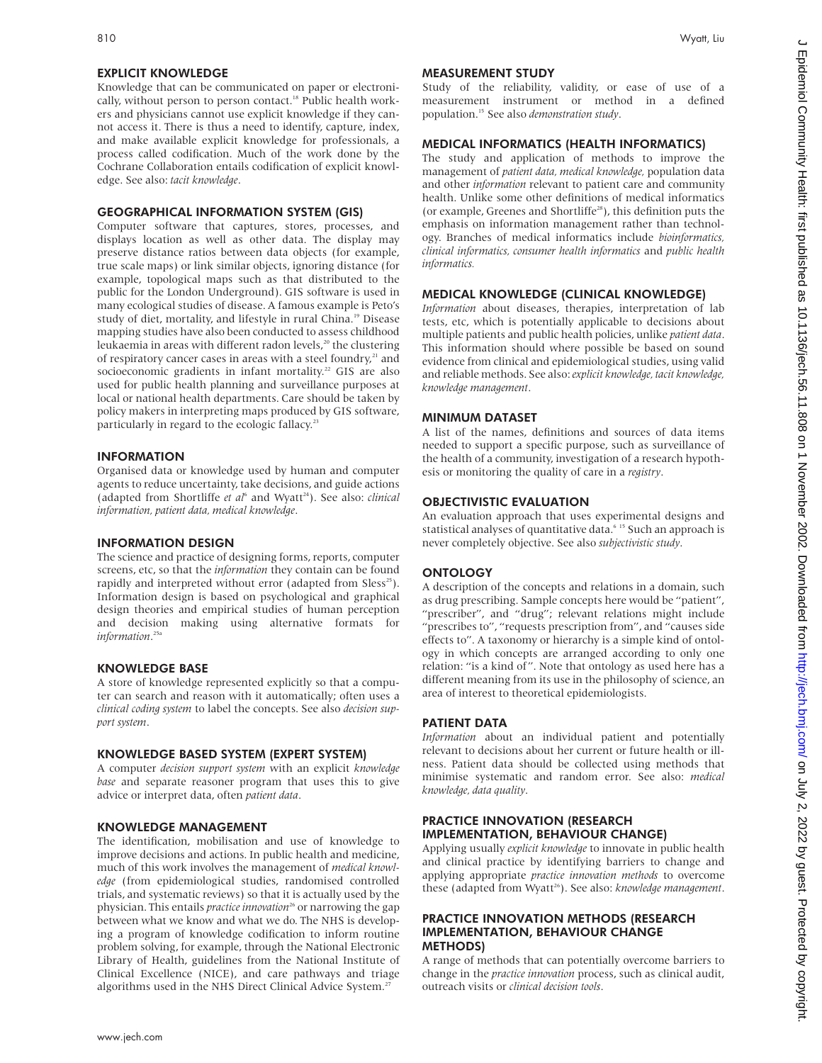### EXPLICIT KNOWLEDGE

Knowledge that can be communicated on paper or electronically, without person to person contact.[18] Public health workers and physicians cannot use explicit knowledge if they cannot access it. There is thus a need to identify, capture, index, and make available explicit knowledge for professionals, a process called codification. Much of the work done by the Cochrane Collaboration entails codification of explicit knowledge. See also: *tacit knowledge*.

### GEOGRAPHICAL INFORMATION SYSTEM (GIS)

Computer software that captures, stores, processes, and displays location as well as other data. The display may preserve distance ratios between data objects (for example, true scale maps) or link similar objects, ignoring distance (for example, topological maps such as that distributed to the public for the London Underground). GIS software is used in many ecological studies of disease. A famous example is Peto's study of diet, mortality, and lifestyle in rural China.[19] Disease mapping studies have also been conducted to assess childhood leukaemia in areas with different radon levels,[20] the clustering of respiratory cancer cases in areas with a steel foundry,[21] and socioeconomic gradients in infant mortality.[22] GIS are also used for public health planning and surveillance purposes at local or national health departments. Care should be taken by policy makers in interpreting maps produced by GIS software, particularly in regard to the ecologic fallacy.[23]

### INFORMATION

Organised data or knowledge used by human and computer agents to reduce uncertainty, take decisions, and guide actions (adapted from Shortliffe *et al*[6] and Wyatt[24]). See also: *clinical information, patient data, medical knowledge*.

### INFORMATION DESIGN

The science and practice of designing forms, reports, computer screens, etc, so that the *information* they contain can be found rapidly and interpreted without error (adapted from Sless[25]). Information design is based on psychological and graphical design theories and empirical studies of human perception and decision making using alternative formats for *information*.[25a]

### KNOWLEDGE BASE

A store of knowledge represented explicitly so that a computer can search and reason with it automatically; often uses a *clinical coding system* to label the concepts. See also *decision support system*.

### KNOWLEDGE BASED SYSTEM (EXPERT SYSTEM)

A computer *decision support system* with an explicit *knowledge base* and separate reasoner program that uses this to give advice or interpret data, often *patient data*.

### KNOWLEDGE MANAGEMENT

The identification, mobilisation and use of knowledge to improve decisions and actions. In public health and medicine, much of this work involves the management of *medical knowledge* (from epidemiological studies, randomised controlled trials, and systematic reviews) so that it is actually used by the physician. This entails *practice innovation*[26] or narrowing the gap between what we know and what we do. The NHS is developing a program of knowledge codification to inform routine problem solving, for example, through the National Electronic Library of Health, guidelines from the National Institute of Clinical Excellence (NICE), and care pathways and triage algorithms used in the NHS Direct Clinical Advice System.[27]

### MEASUREMENT STUDY

Study of the reliability, validity, or ease of use of a measurement instrument or method in a defined population.[15] See also *demonstration study*.

### MEDICAL INFORMATICS (HEALTH INFORMATICS)

The study and application of methods to improve the management of *patient data, medical knowledge,* population data and other *information* relevant to patient care and community health. Unlike some other definitions of medical informatics (or example, Greenes and Shortliffe[28]), this definition puts the emphasis on information management rather than technology. Branches of medical informatics include *bioinformatics, clinical informatics, consumer health informatics* and *public health informatics.*

### MEDICAL KNOWLEDGE (CLINICAL KNOWLEDGE)

*Information* about diseases, therapies, interpretation of lab tests, etc, which is potentially applicable to decisions about multiple patients and public health policies, unlike *patient data*. This information should where possible be based on sound evidence from clinical and epidemiological studies, using valid and reliable methods. See also: *explicit knowledge, tacit knowledge, knowledge management*.

### MINIMUM DATASET

A list of the names, definitions and sources of data items needed to support a specific purpose, such as surveillance of the health of a community, investigation of a research hypothesis or monitoring the quality of care in a *registry*.

### OBJECTIVISTIC EVALUATION

An evaluation approach that uses experimental designs and statistical analyses of quantitative data.[6 15] Such an approach is never completely objective. See also *subjectivistic study*.

### ONTOLOGY

A description of the concepts and relations in a domain, such as drug prescribing. Sample concepts here would be "patient", "prescriber", and "drug"; relevant relations might include "prescribes to", "requests prescription from", and "causes side effects to". A taxonomy or hierarchy is a simple kind of ontology in which concepts are arranged according to only one relation: "is a kind of". Note that ontology as used here has a different meaning from its use in the philosophy of science, an area of interest to theoretical epidemiologists.

### PATIENT DATA

*Information* about an individual patient and potentially relevant to decisions about her current or future health or illness. Patient data should be collected using methods that minimise systematic and random error. See also: *medical knowledge, data quality*.

### PRACTICE INNOVATION (RESEARCH IMPLEMENTATION, BEHAVIOUR CHANGE)

Applying usually *explicit knowledge* to innovate in public health and clinical practice by identifying barriers to change and applying appropriate *practice innovation methods* to overcome these (adapted from Wyatt[26]). See also: *knowledge management*.

### PRACTICE INNOVATION METHODS (RESEARCH IMPLEMENTATION, BEHAVIOUR CHANGE METHODS)

A range of methods that can potentially overcome barriers to change in the *practice innovation* process, such as clinical audit, outreach visits or *clinical decision tools*.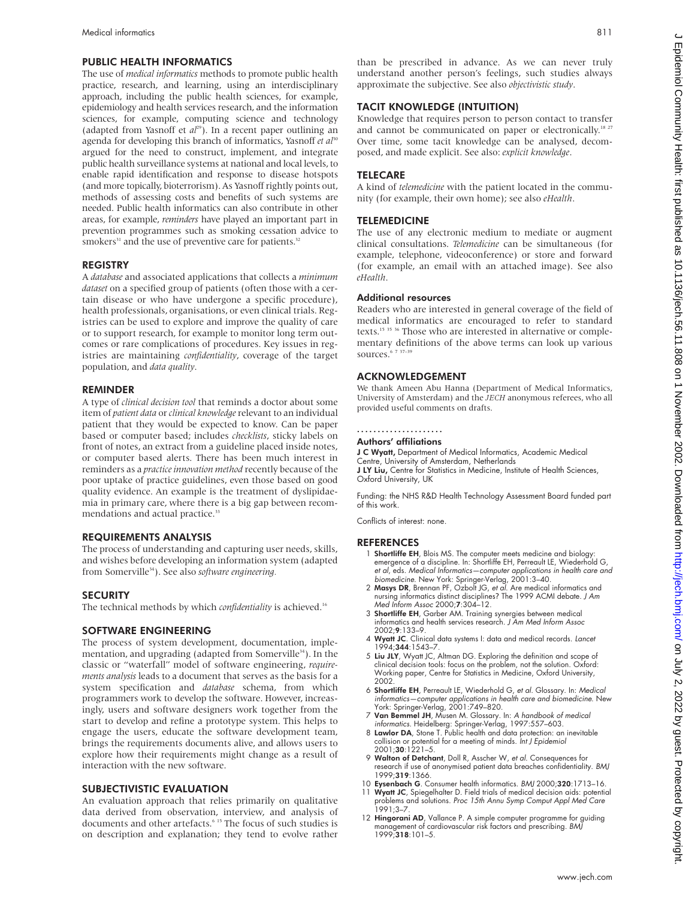## PUBLIC HEALTH INFORMATICS

The use of *medical informatics* methods to promote public health practice, research, and learning, using an interdisciplinary approach, including the public health sciences, for example, epidemiology and health services research, and the information sciences, for example, computing science and technology (adapted from Yasnoff et *al*[29]). In a recent paper outlining an agenda for developing this branch of informatics, Yasnoff *et al*[30] argued for the need to construct, implement, and integrate public health surveillance systems at national and local levels, to enable rapid identification and response to disease hotspots (and more topically, bioterrorism). As Yasnoff rightly points out, methods of assessing costs and benefits of such systems are needed. Public health informatics can also contribute in other areas, for example, *reminders* have played an important part in prevention programmes such as smoking cessation advice to smokers[31] and the use of preventive care for patients.[32]

## REGISTRY

A *database* and associated applications that collects a *minimum dataset* on a specified group of patients (often those with a certain disease or who have undergone a specific procedure), health professionals, organisations, or even clinical trials. Registries can be used to explore and improve the quality of care or to support research, for example to monitor long term outcomes or rare complications of procedures. Key issues in registries are maintaining *confidentiality*, coverage of the target population, and *data quality*.

## REMINDER

A type of *clinical decision tool* that reminds a doctor about some item of *patient data* or *clinical knowledge* relevant to an individual patient that they would be expected to know. Can be paper based or computer based; includes *checklists*, sticky labels on front of notes, an extract from a guideline placed inside notes, or computer based alerts. There has been much interest in reminders as a *practice innovation method* recently because of the poor uptake of practice guidelines, even those based on good quality evidence. An example is the treatment of dyslipidaemia in primary care, where there is a big gap between recommendations and actual practice.[33]

## REQUIREMENTS ANALYSIS

The process of understanding and capturing user needs, skills, and wishes before developing an information system (adapted from Somerville[34]). See also *software engineering*.

## SECURITY

The technical methods by which *confidentiality* is achieved.[16]

## SOFTWARE ENGINEERING

The process of system development, documentation, implementation, and upgrading (adapted from Somerville[34]). In the classic or "waterfall" model of software engineering, *requirements analysis* leads to a document that serves as the basis for a system specification and *database* schema, from which programmers work to develop the software. However, increasingly, users and software designers work together from the start to develop and refine a prototype system. This helps to engage the users, educate the software development team, brings the requirements documents alive, and allows users to explore how their requirements might change as a result of interaction with the new software.

## SUBJECTIVISTIC EVALUATION

An evaluation approach that relies primarily on qualitative data derived from observation, interview, and analysis of documents and other artefacts.[6 15] The focus of such studies is on description and explanation; they tend to evolve rather than be prescribed in advance. As we can never truly understand another person's feelings, such studies always approximate the subjective. See also *objectivistic study*.

## TACIT KNOWLEDGE (INTUITION)

Knowledge that requires person to person contact to transfer and cannot be communicated on paper or electronically.[18 27] Over time, some tacit knowledge can be analysed, decomposed, and made explicit. See also: *explicit knowledge*.

## TELECARE

A kind of *telemedicine* with the patient located in the community (for example, their own home); see also *eHealth*.

## TELEMEDICINE

The use of any electronic medium to mediate or augment clinical consultations. *Telemedicine* can be simultaneous (for example, telephone, videoconference) or store and forward (for example, an email with an attached image). See also *eHealth*.

### Additional resources

Readers who are interested in general coverage of the field of medical informatics are encouraged to refer to standard texts.[15 35 36] Those who are interested in alternative or complementary definitions of the above terms can look up various sources.[6 7 37–39]

## ACKNOWLEDGEMENT

We thank Ameen Abu Hanna (Department of Medical Informatics, University of Amsterdam) and the *JECH* anonymous referees, who all provided useful comments on drafts.

.....................

### Authors' affiliations

**J C Wyatt,** Department of Medical Informatics, Academic Medical Centre, University of Amsterdam, Netherlands
**J LY Liu,** Centre for Statistics in Medicine, Institute of Health Sciences, Oxford University, UK

Funding: the NHS R&D Health Technology Assessment Board funded part of this work.

Conflicts of interest: none.

## REFERENCES

1. **Shortliffe EH**, Blois MS. The computer meets medicine and biology: emergence of a discipline. In: Shortliffe EH, Perreault LE, Wiederhold G, *et al*, eds. *Medical Informatics—computer applications in health care and biomedicine*. New York: Springer-Verlag, 2001:3–40.
2. **Masys DR**, Brennan PF, Ozbolt JG, *et al*. Are medical informatics and nursing informatics distinct disciplines? The 1999 ACMI debate. *J Am Med Inform Assoc* 2000;**7**:304–12.
3. **Shortliffe EH**, Garber AM. Training synergies between medical informatics and health services research. *J Am Med Inform Assoc* 2002;**9**:133–9.
4. **Wyatt JC**. Clinical data systems I: data and medical records. *Lancet* 1994;**344**:1543–7.
5. **Liu JLY**, Wyatt JC, Altman DG. Exploring the definition and scope of clinical decision tools: focus on the problem, not the solution. Oxford: Working paper, Centre for Statistics in Medicine, Oxford University, 2002.
6. **Shortliffe EH**, Perreault LE, Wiederhold G, *et al*. Glossary. In: *Medical informatics—computer applications in health care and biomedicine*. New York: Springer-Verlag, 2001:749–820.
7. **Van Bemmel JH**, Musen M. Glossary. In: *A handbook of medical informatics*. Heidelberg: Springer-Verlag, 1997:557–603.
8. **Lawlor DA**, Stone T. Public health and data protection: an inevitable collision or potential for a meeting of minds. *Int J Epidemiol* 2001;**30**:1221–5.
9. **Walton of Detchant**, Doll R, Asscher W, *et al*. Consequences for research if use of anonymised patient data breaches confidentiality. *BMJ* 1999;**319**:1366.
10. **Eysenbach G**. Consumer health informatics. *BMJ* 2000;**320**:1713–16.
11. **Wyatt JC**, Spiegelhalter D. Field trials of medical decision aids: potential problems and solutions. *Proc 15th Annu Symp Comput Appl Med Care* 1991;3–7.
12. **Hingorani AD**, Vallance P. A simple computer programme for guiding management of cardiovascular risk factors and prescribing. *BMJ* 1999;**318**:101–5.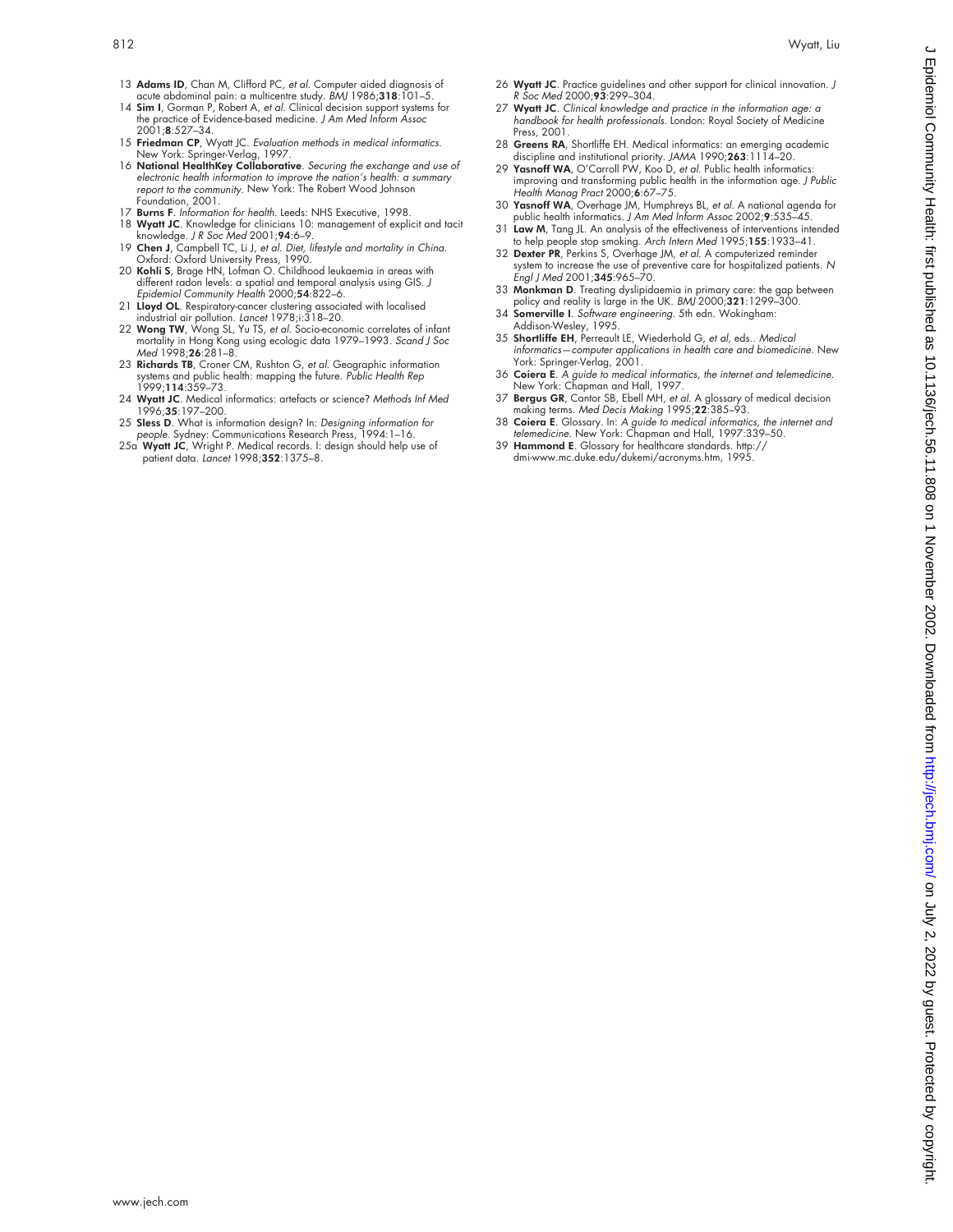13 **Adams ID**, Chan M, Clifford PC, *et al*. Computer aided diagnosis of acute abdominal pain: a multicentre study. *BMJ* 1986;**318**:101–5.

14 **Sim I**, Gorman P, Robert A, *et al*. Clinical decision support systems for the practice of Evidence-based medicine. *J Am Med Inform Assoc* 2001;**8**:527–34.

15 **Friedman CP**, Wyatt JC. *Evaluation methods in medical informatics*. New York: Springer-Verlag, 1997.

16 **National HealthKey Collaborative**. *Securing the exchange and use of electronic health information to improve the nation's health: a summary report to the community*. New York: The Robert Wood Johnson Foundation, 2001.

17 **Burns F**. *Information for health*. Leeds: NHS Executive, 1998.

18 **Wyatt JC**. Knowledge for clinicians 10: management of explicit and tacit knowledge. *J R Soc Med* 2001;**94**:6–9.

19 **Chen J**, Campbell TC, Li J, *et al*. *Diet, lifestyle and mortality in China*. Oxford: Oxford University Press, 1990.

20 **Kohli S**, Brage HN, Lofman O. Childhood leukaemia in areas with different radon levels: a spatial and temporal analysis using GIS. *J Epidemiol Community Health* 2000;**54**:822–6.

21 **Lloyd OL**. Respiratory-cancer clustering associated with localised industrial air pollution. *Lancet* 1978;i:318–20.

22 **Wong TW**, Wong SL, Yu TS, *et al*. Socio-economic correlates of infant mortality in Hong Kong using ecologic data 1979–1993. *Scand J Soc Med* 1998;**26**:281–8.

23 **Richards TB**, Croner CM, Rushton G, *et al*. Geographic information systems and public health: mapping the future. *Public Health Rep* 1999;**114**:359–73.

24 **Wyatt JC**. Medical informatics: artefacts or science? *Methods Inf Med* 1996;**35**:197–200.

25 **Sless D**. What is information design? In: *Designing information for people*. Sydney: Communications Research Press, 1994:1–16.

25a **Wyatt JC**, Wright P. Medical records. I: design should help use of patient data. *Lancet* 1998;**352**:1375–8.

26 **Wyatt JC**. Practice guidelines and other support for clinical innovation. *J R Soc Med* 2000;**93**:299–304.

27 **Wyatt JC**. *Clinical knowledge and practice in the information age: a handbook for health professionals*. London: Royal Society of Medicine Press, 2001.

28 **Greens RA**, Shortliffe EH. Medical informatics: an emerging academic discipline and institutional priority. *JAMA* 1990;**263**:1114–20.

29 **Yasnoff WA**, O'Carroll PW, Koo D, *et al*. Public health informatics: improving and transforming public health in the information age. *J Public Health Manag Pract* 2000;**6**:67–75.

30 **Yasnoff WA**, Overhage JM, Humphreys BL, *et al*. A national agenda for public health informatics. *J Am Med Inform Assoc* 2002;**9**:535–45.

31 **Law M**, Tang JL. An analysis of the effectiveness of interventions intended to help people stop smoking. *Arch Intern Med* 1995;**155**:1933–41.

32 **Dexter PR**, Perkins S, Overhage JM, *et al*. A computerized reminder system to increase the use of preventive care for hospitalized patients. *N Engl J Med* 2001;**345**:965–70.

33 **Monkman D**. Treating dyslipidaemia in primary care: the gap between policy and reality is large in the UK. *BMJ* 2000;**321**:1299–300.

34 **Somerville I**. *Software engineering*. 5th edn. Wokingham: Addison-Wesley, 1995.

35 **Shortliffe EH**, Perreault LE, Wiederhold G, *et al*, eds.. *Medical informatics—computer applications in health care and biomedicine*. New York: Springer-Verlag, 2001.

36 **Coiera E**. *A guide to medical informatics, the internet and telemedicine*. New York: Chapman and Hall, 1997.

37 **Bergus GR**, Cantor SB, Ebell MH, *et al*. A glossary of medical decision making terms. *Med Decis Making* 1995;**22**:385–93.

38 **Coiera E**. Glossary. In: *A guide to medical informatics, the internet and telemedicine*. New York: Chapman and Hall, 1997:339–50.

39 **Hammond E**. Glossary for healthcare standards. http://dmi-www.mc.duke.edu/dukemi/acronyms.htm, 1995.